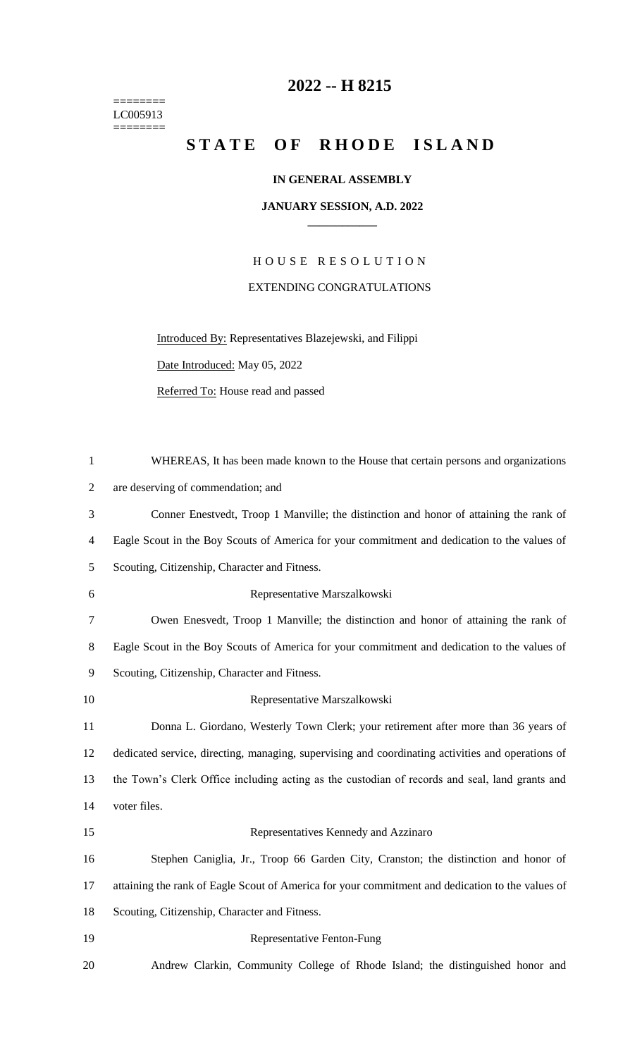========
LC005913
========

# 2022 -- H 8215

# STATE OF RHODE ISLAND

**IN GENERAL ASSEMBLY**

**JANUARY SESSION, A.D. 2022**

HOUSE RESOLUTION

EXTENDING CONGRATULATIONS

Introduced By: Representatives Blazejewski, and Filippi

Date Introduced: May 05, 2022

Referred To: House read and passed

WHEREAS, It has been made known to the House that certain persons and organizations are deserving of commendation; and

Conner Enestvedt, Troop 1 Manville; the distinction and honor of attaining the rank of Eagle Scout in the Boy Scouts of America for your commitment and dedication to the values of Scouting, Citizenship, Character and Fitness.

Representative Marszalkowski

Owen Enesvedt, Troop 1 Manville; the distinction and honor of attaining the rank of Eagle Scout in the Boy Scouts of America for your commitment and dedication to the values of Scouting, Citizenship, Character and Fitness.

Representative Marszalkowski

Donna L. Giordano, Westerly Town Clerk; your retirement after more than 36 years of dedicated service, directing, managing, supervising and coordinating activities and operations of the Town's Clerk Office including acting as the custodian of records and seal, land grants and voter files.

Representatives Kennedy and Azzinaro

Stephen Caniglia, Jr., Troop 66 Garden City, Cranston; the distinction and honor of attaining the rank of Eagle Scout of America for your commitment and dedication to the values of Scouting, Citizenship, Character and Fitness.

Representative Fenton-Fung

Andrew Clarkin, Community College of Rhode Island; the distinguished honor and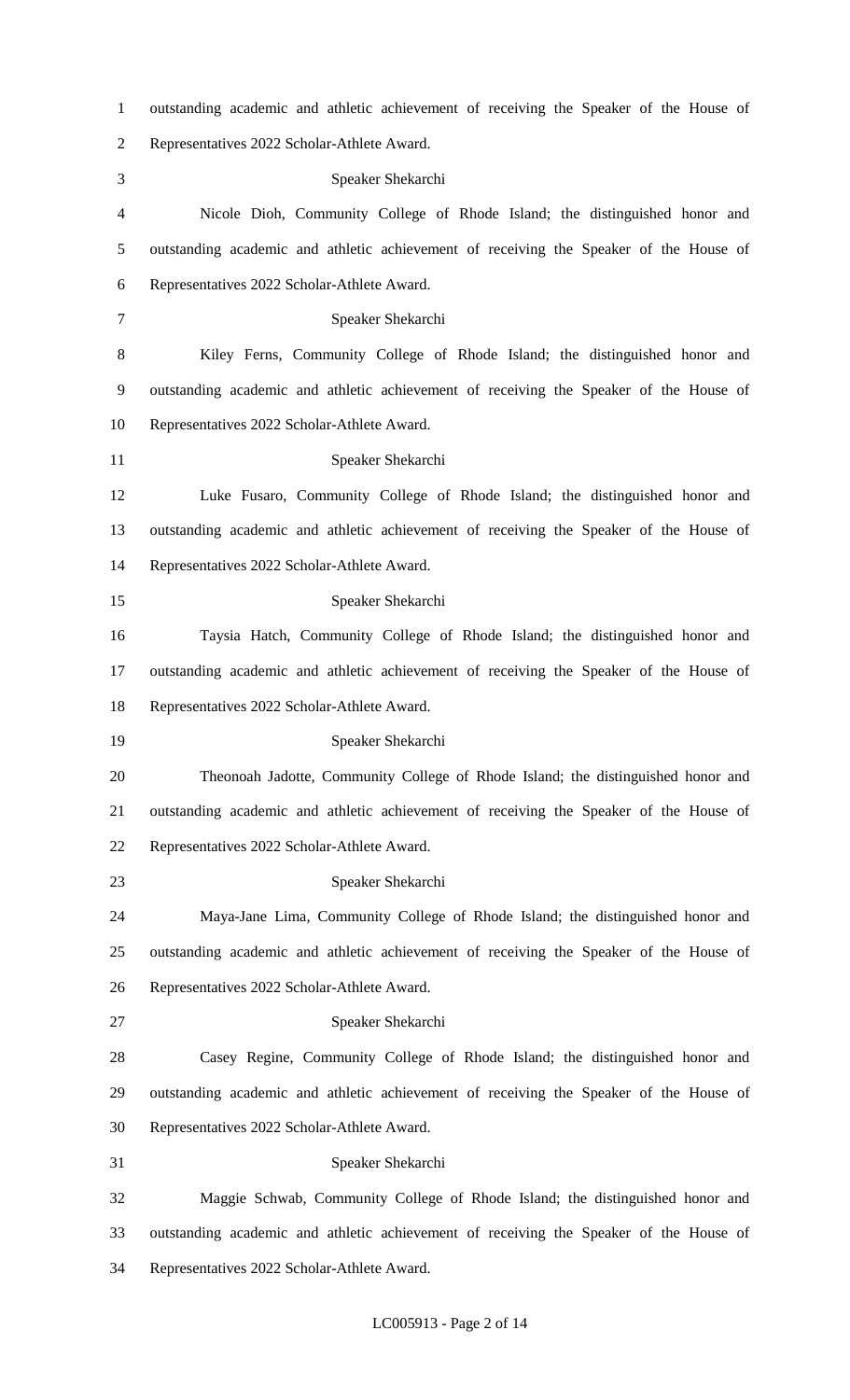outstanding academic and athletic achievement of receiving the Speaker of the House of Representatives 2022 Scholar-Athlete Award.

Speaker Shekarchi

Nicole Dioh, Community College of Rhode Island; the distinguished honor and outstanding academic and athletic achievement of receiving the Speaker of the House of Representatives 2022 Scholar-Athlete Award.

Speaker Shekarchi

Kiley Ferns, Community College of Rhode Island; the distinguished honor and outstanding academic and athletic achievement of receiving the Speaker of the House of Representatives 2022 Scholar-Athlete Award.

Speaker Shekarchi

Luke Fusaro, Community College of Rhode Island; the distinguished honor and outstanding academic and athletic achievement of receiving the Speaker of the House of Representatives 2022 Scholar-Athlete Award.

Speaker Shekarchi

Taysia Hatch, Community College of Rhode Island; the distinguished honor and outstanding academic and athletic achievement of receiving the Speaker of the House of Representatives 2022 Scholar-Athlete Award.

Speaker Shekarchi

Theonoah Jadotte, Community College of Rhode Island; the distinguished honor and outstanding academic and athletic achievement of receiving the Speaker of the House of Representatives 2022 Scholar-Athlete Award.

Speaker Shekarchi

Maya-Jane Lima, Community College of Rhode Island; the distinguished honor and outstanding academic and athletic achievement of receiving the Speaker of the House of Representatives 2022 Scholar-Athlete Award.

Speaker Shekarchi

Casey Regine, Community College of Rhode Island; the distinguished honor and outstanding academic and athletic achievement of receiving the Speaker of the House of Representatives 2022 Scholar-Athlete Award.

Speaker Shekarchi

Maggie Schwab, Community College of Rhode Island; the distinguished honor and outstanding academic and athletic achievement of receiving the Speaker of the House of Representatives 2022 Scholar-Athlete Award.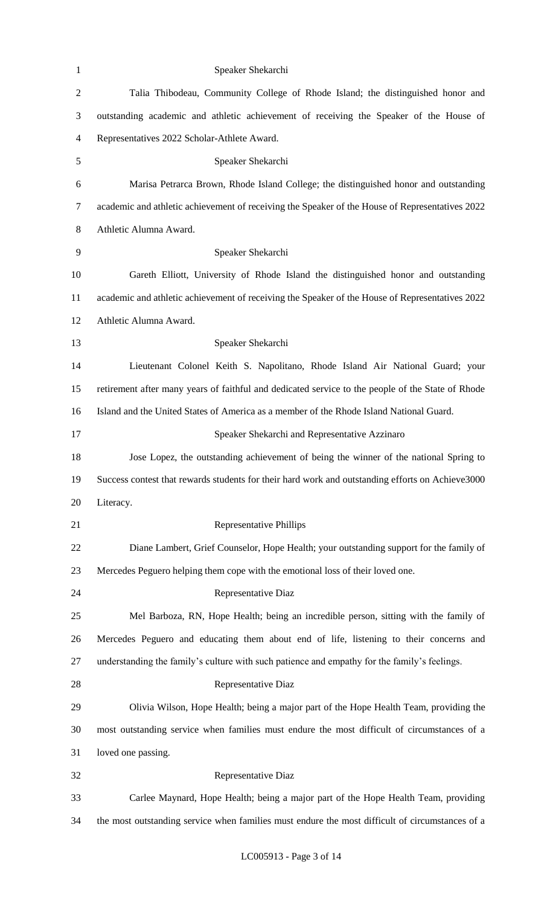Speaker Shekarchi

Talia Thibodeau, Community College of Rhode Island; the distinguished honor and outstanding academic and athletic achievement of receiving the Speaker of the House of Representatives 2022 Scholar-Athlete Award.

Speaker Shekarchi

Marisa Petrarca Brown, Rhode Island College; the distinguished honor and outstanding academic and athletic achievement of receiving the Speaker of the House of Representatives 2022 Athletic Alumna Award.

Speaker Shekarchi

Gareth Elliott, University of Rhode Island the distinguished honor and outstanding academic and athletic achievement of receiving the Speaker of the House of Representatives 2022 Athletic Alumna Award.

Speaker Shekarchi

Lieutenant Colonel Keith S. Napolitano, Rhode Island Air National Guard; your retirement after many years of faithful and dedicated service to the people of the State of Rhode Island and the United States of America as a member of the Rhode Island National Guard.

Speaker Shekarchi and Representative Azzinaro

Jose Lopez, the outstanding achievement of being the winner of the national Spring to Success contest that rewards students for their hard work and outstanding efforts on Achieve3000 Literacy.

Representative Phillips

Diane Lambert, Grief Counselor, Hope Health; your outstanding support for the family of Mercedes Peguero helping them cope with the emotional loss of their loved one.

Representative Diaz

Mel Barboza, RN, Hope Health; being an incredible person, sitting with the family of Mercedes Peguero and educating them about end of life, listening to their concerns and understanding the family's culture with such patience and empathy for the family's feelings.

Representative Diaz

Olivia Wilson, Hope Health; being a major part of the Hope Health Team, providing the most outstanding service when families must endure the most difficult of circumstances of a loved one passing.

Representative Diaz

Carlee Maynard, Hope Health; being a major part of the Hope Health Team, providing the most outstanding service when families must endure the most difficult of circumstances of a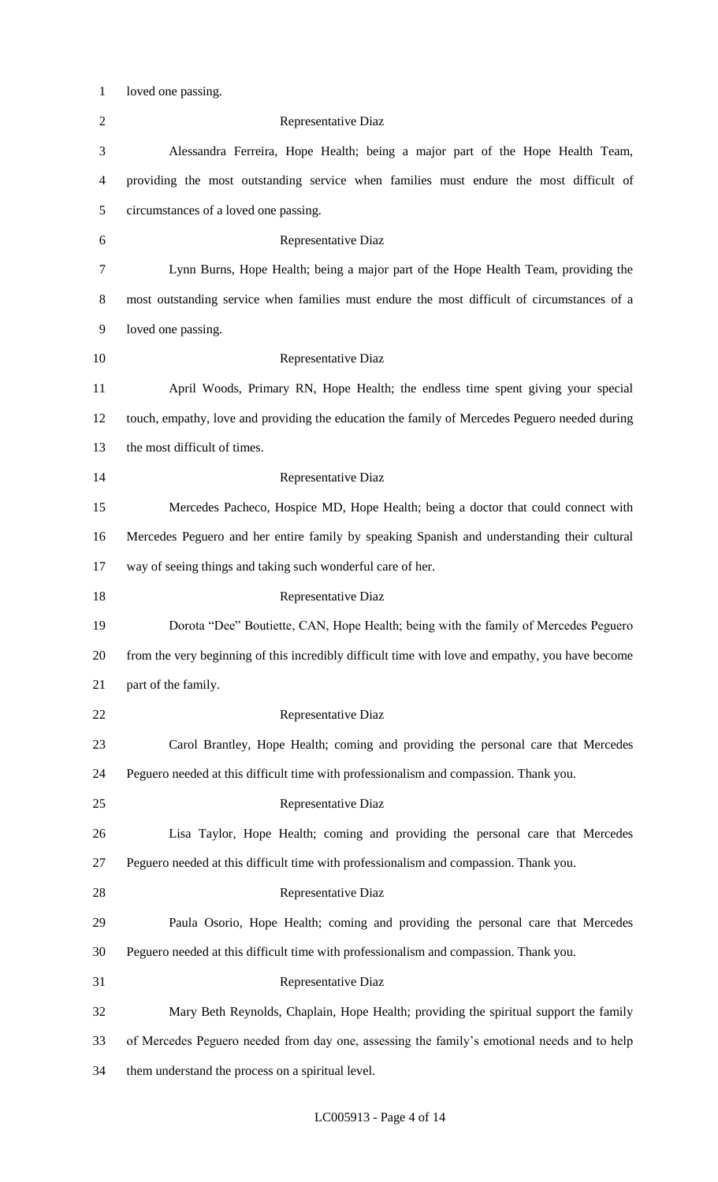loved one passing.

Representative Diaz

Alessandra Ferreira, Hope Health; being a major part of the Hope Health Team, providing the most outstanding service when families must endure the most difficult of circumstances of a loved one passing.

Representative Diaz

Lynn Burns, Hope Health; being a major part of the Hope Health Team, providing the most outstanding service when families must endure the most difficult of circumstances of a loved one passing.

Representative Diaz

April Woods, Primary RN, Hope Health; the endless time spent giving your special touch, empathy, love and providing the education the family of Mercedes Peguero needed during the most difficult of times.

Representative Diaz

Mercedes Pacheco, Hospice MD, Hope Health; being a doctor that could connect with Mercedes Peguero and her entire family by speaking Spanish and understanding their cultural way of seeing things and taking such wonderful care of her.

Representative Diaz

Dorota "Dee" Boutiette, CAN, Hope Health; being with the family of Mercedes Peguero from the very beginning of this incredibly difficult time with love and empathy, you have become part of the family.

Representative Diaz

Carol Brantley, Hope Health; coming and providing the personal care that Mercedes Peguero needed at this difficult time with professionalism and compassion. Thank you.

Representative Diaz

Lisa Taylor, Hope Health; coming and providing the personal care that Mercedes Peguero needed at this difficult time with professionalism and compassion. Thank you.

Representative Diaz

Paula Osorio, Hope Health; coming and providing the personal care that Mercedes Peguero needed at this difficult time with professionalism and compassion. Thank you.

Representative Diaz

Mary Beth Reynolds, Chaplain, Hope Health; providing the spiritual support the family of Mercedes Peguero needed from day one, assessing the family's emotional needs and to help them understand the process on a spiritual level.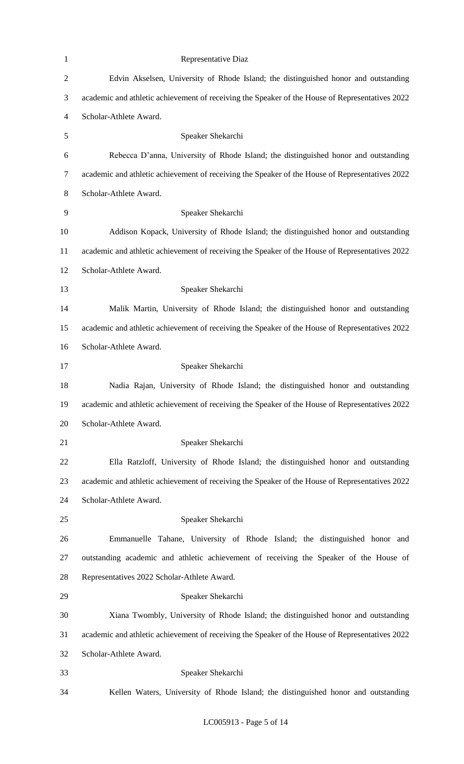Representative Diaz

Edvin Akselsen, University of Rhode Island; the distinguished honor and outstanding academic and athletic achievement of receiving the Speaker of the House of Representatives 2022 Scholar-Athlete Award.

Speaker Shekarchi

Rebecca D'anna, University of Rhode Island; the distinguished honor and outstanding academic and athletic achievement of receiving the Speaker of the House of Representatives 2022 Scholar-Athlete Award.

Speaker Shekarchi

Addison Kopack, University of Rhode Island; the distinguished honor and outstanding academic and athletic achievement of receiving the Speaker of the House of Representatives 2022 Scholar-Athlete Award.

Speaker Shekarchi

Malik Martin, University of Rhode Island; the distinguished honor and outstanding academic and athletic achievement of receiving the Speaker of the House of Representatives 2022 Scholar-Athlete Award.

Speaker Shekarchi

Nadia Rajan, University of Rhode Island; the distinguished honor and outstanding academic and athletic achievement of receiving the Speaker of the House of Representatives 2022 Scholar-Athlete Award.

Speaker Shekarchi

Ella Ratzloff, University of Rhode Island; the distinguished honor and outstanding academic and athletic achievement of receiving the Speaker of the House of Representatives 2022 Scholar-Athlete Award.

Speaker Shekarchi

Emmanuelle Tahane, University of Rhode Island; the distinguished honor and outstanding academic and athletic achievement of receiving the Speaker of the House of Representatives 2022 Scholar-Athlete Award.

Speaker Shekarchi

Xiana Twombly, University of Rhode Island; the distinguished honor and outstanding academic and athletic achievement of receiving the Speaker of the House of Representatives 2022 Scholar-Athlete Award.

Speaker Shekarchi

Kellen Waters, University of Rhode Island; the distinguished honor and outstanding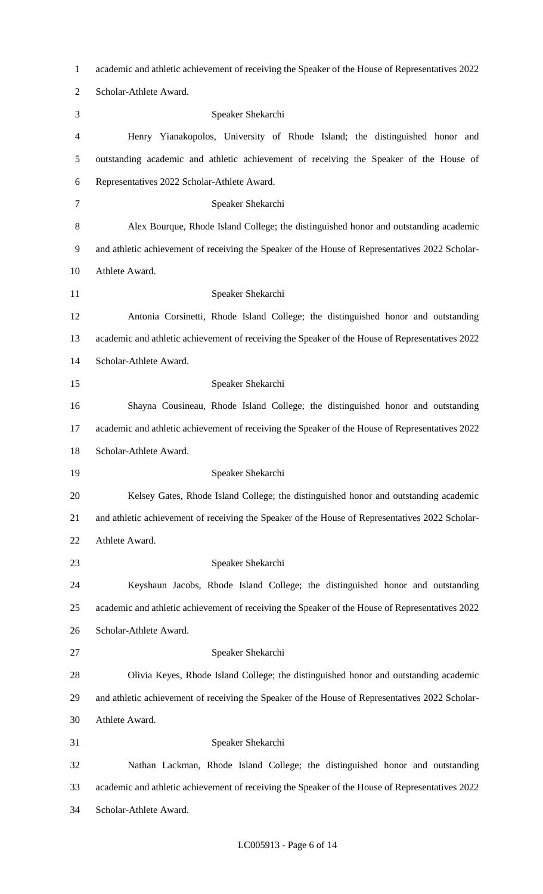academic and athletic achievement of receiving the Speaker of the House of Representatives 2022 Scholar-Athlete Award.

Speaker Shekarchi

Henry Yianakopolos, University of Rhode Island; the distinguished honor and outstanding academic and athletic achievement of receiving the Speaker of the House of Representatives 2022 Scholar-Athlete Award.

Speaker Shekarchi

Alex Bourque, Rhode Island College; the distinguished honor and outstanding academic and athletic achievement of receiving the Speaker of the House of Representatives 2022 Scholar-Athlete Award.

Speaker Shekarchi

Antonia Corsinetti, Rhode Island College; the distinguished honor and outstanding academic and athletic achievement of receiving the Speaker of the House of Representatives 2022 Scholar-Athlete Award.

Speaker Shekarchi

Shayna Cousineau, Rhode Island College; the distinguished honor and outstanding academic and athletic achievement of receiving the Speaker of the House of Representatives 2022 Scholar-Athlete Award.

Speaker Shekarchi

Kelsey Gates, Rhode Island College; the distinguished honor and outstanding academic and athletic achievement of receiving the Speaker of the House of Representatives 2022 Scholar-Athlete Award.

Speaker Shekarchi

Keyshaun Jacobs, Rhode Island College; the distinguished honor and outstanding academic and athletic achievement of receiving the Speaker of the House of Representatives 2022 Scholar-Athlete Award.

Speaker Shekarchi

Olivia Keyes, Rhode Island College; the distinguished honor and outstanding academic and athletic achievement of receiving the Speaker of the House of Representatives 2022 Scholar-Athlete Award.

Speaker Shekarchi

Nathan Lackman, Rhode Island College; the distinguished honor and outstanding academic and athletic achievement of receiving the Speaker of the House of Representatives 2022 Scholar-Athlete Award.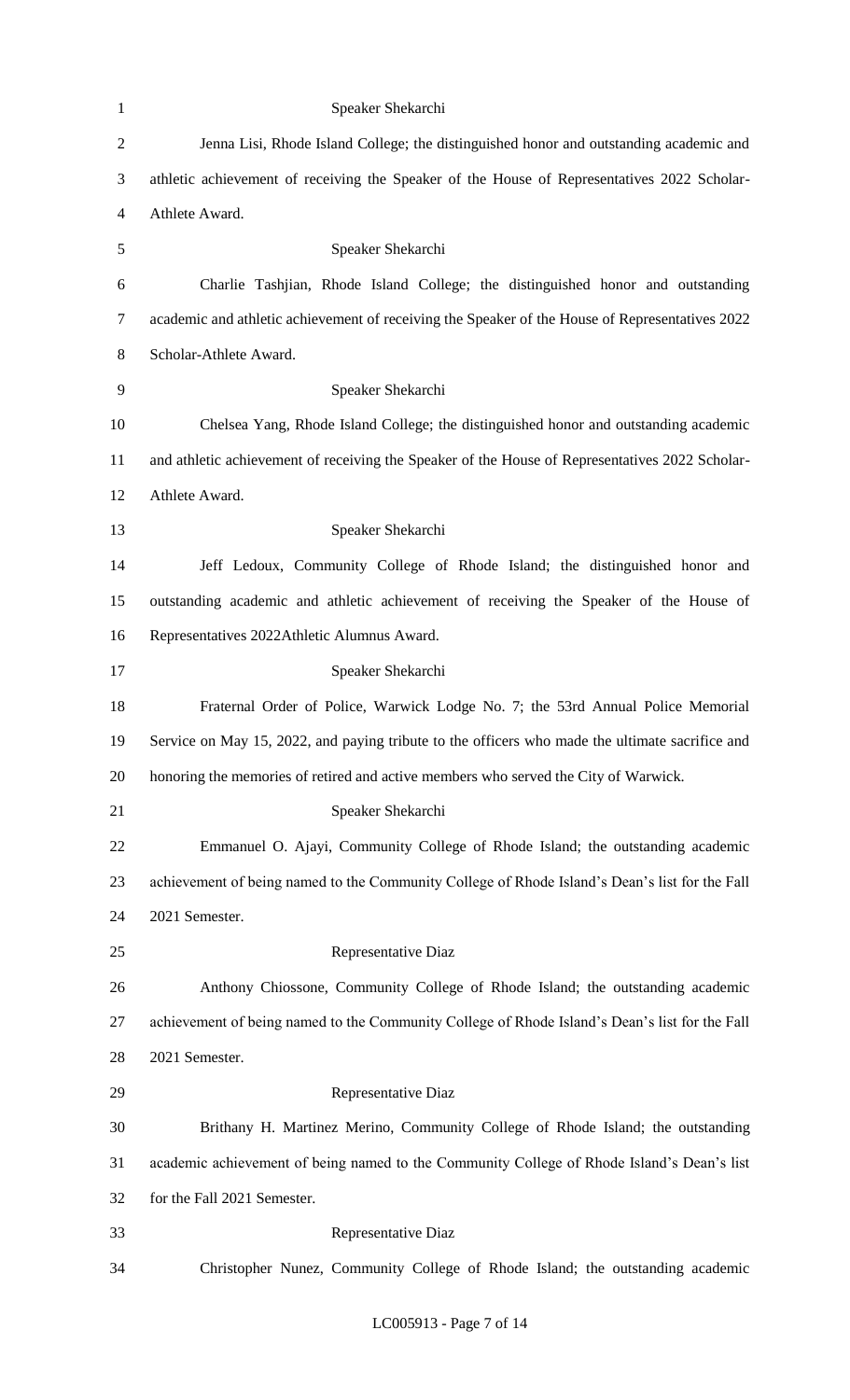Speaker Shekarchi

Jenna Lisi, Rhode Island College; the distinguished honor and outstanding academic and athletic achievement of receiving the Speaker of the House of Representatives 2022 Scholar-Athlete Award.

Speaker Shekarchi

Charlie Tashjian, Rhode Island College; the distinguished honor and outstanding academic and athletic achievement of receiving the Speaker of the House of Representatives 2022 Scholar-Athlete Award.

Speaker Shekarchi

Chelsea Yang, Rhode Island College; the distinguished honor and outstanding academic and athletic achievement of receiving the Speaker of the House of Representatives 2022 Scholar-Athlete Award.

Speaker Shekarchi

Jeff Ledoux, Community College of Rhode Island; the distinguished honor and outstanding academic and athletic achievement of receiving the Speaker of the House of Representatives 2022Athletic Alumnus Award.

Speaker Shekarchi

Fraternal Order of Police, Warwick Lodge No. 7; the 53rd Annual Police Memorial Service on May 15, 2022, and paying tribute to the officers who made the ultimate sacrifice and honoring the memories of retired and active members who served the City of Warwick.

Speaker Shekarchi

Emmanuel O. Ajayi, Community College of Rhode Island; the outstanding academic achievement of being named to the Community College of Rhode Island's Dean's list for the Fall 2021 Semester.

Representative Diaz

Anthony Chiossone, Community College of Rhode Island; the outstanding academic achievement of being named to the Community College of Rhode Island's Dean's list for the Fall 2021 Semester.

Representative Diaz

Brithany H. Martinez Merino, Community College of Rhode Island; the outstanding academic achievement of being named to the Community College of Rhode Island's Dean's list for the Fall 2021 Semester.

Representative Diaz

Christopher Nunez, Community College of Rhode Island; the outstanding academic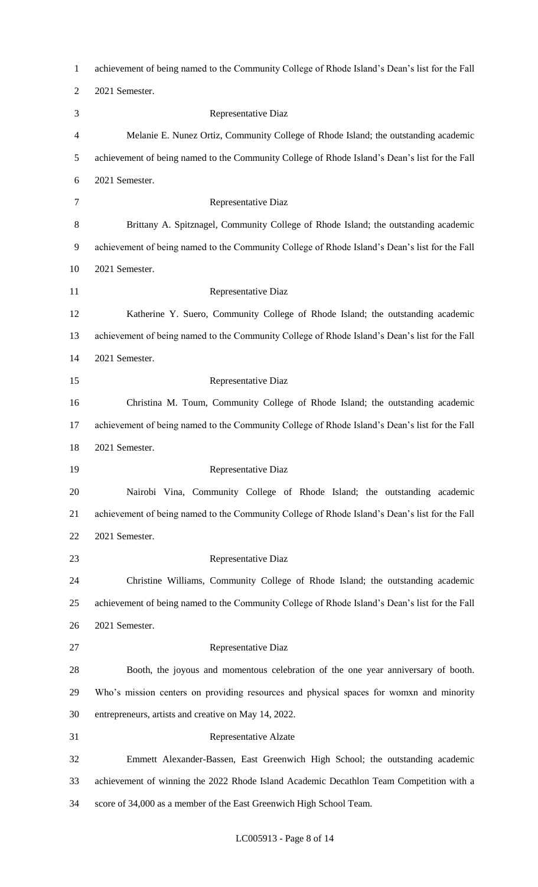achievement of being named to the Community College of Rhode Island's Dean's list for the Fall 2021 Semester.

Representative Diaz

Melanie E. Nunez Ortiz, Community College of Rhode Island; the outstanding academic achievement of being named to the Community College of Rhode Island's Dean's list for the Fall 2021 Semester.

Representative Diaz

Brittany A. Spitznagel, Community College of Rhode Island; the outstanding academic achievement of being named to the Community College of Rhode Island's Dean's list for the Fall 2021 Semester.

Representative Diaz

Katherine Y. Suero, Community College of Rhode Island; the outstanding academic achievement of being named to the Community College of Rhode Island's Dean's list for the Fall 2021 Semester.

Representative Diaz

Christina M. Toum, Community College of Rhode Island; the outstanding academic achievement of being named to the Community College of Rhode Island's Dean's list for the Fall 2021 Semester.

Representative Diaz

Nairobi Vina, Community College of Rhode Island; the outstanding academic achievement of being named to the Community College of Rhode Island's Dean's list for the Fall 2021 Semester.

Representative Diaz

Christine Williams, Community College of Rhode Island; the outstanding academic achievement of being named to the Community College of Rhode Island's Dean's list for the Fall 2021 Semester.

Representative Diaz

Booth, the joyous and momentous celebration of the one year anniversary of booth. Who's mission centers on providing resources and physical spaces for womxn and minority entrepreneurs, artists and creative on May 14, 2022.

Representative Alzate

Emmett Alexander-Bassen, East Greenwich High School; the outstanding academic achievement of winning the 2022 Rhode Island Academic Decathlon Team Competition with a score of 34,000 as a member of the East Greenwich High School Team.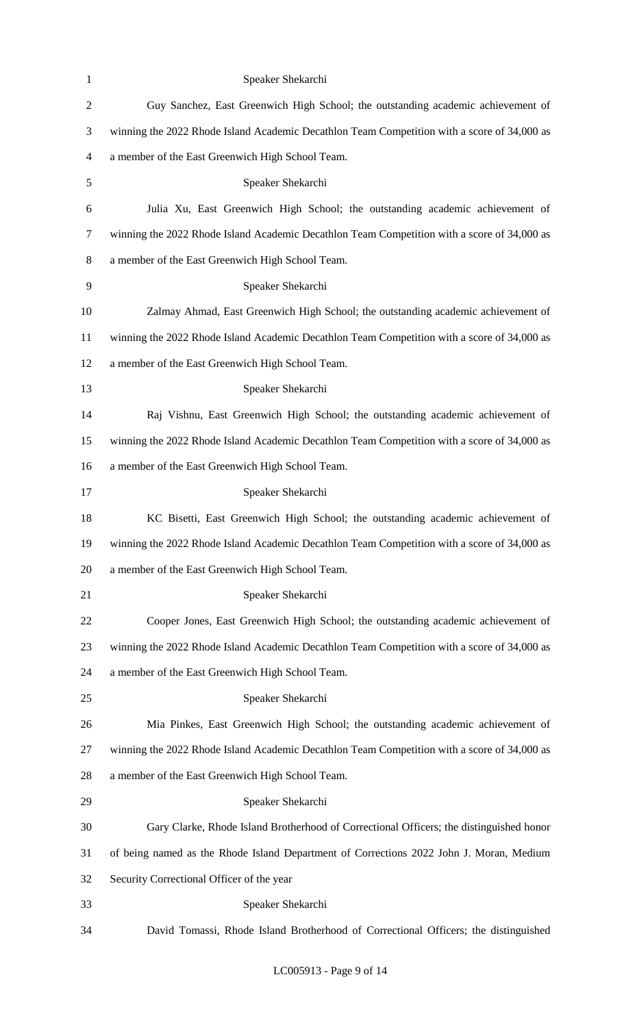Speaker Shekarchi

Guy Sanchez, East Greenwich High School; the outstanding academic achievement of winning the 2022 Rhode Island Academic Decathlon Team Competition with a score of 34,000 as a member of the East Greenwich High School Team.

Speaker Shekarchi

Julia Xu, East Greenwich High School; the outstanding academic achievement of winning the 2022 Rhode Island Academic Decathlon Team Competition with a score of 34,000 as a member of the East Greenwich High School Team.

Speaker Shekarchi

Zalmay Ahmad, East Greenwich High School; the outstanding academic achievement of winning the 2022 Rhode Island Academic Decathlon Team Competition with a score of 34,000 as a member of the East Greenwich High School Team.

Speaker Shekarchi

Raj Vishnu, East Greenwich High School; the outstanding academic achievement of winning the 2022 Rhode Island Academic Decathlon Team Competition with a score of 34,000 as a member of the East Greenwich High School Team.

Speaker Shekarchi

KC Bisetti, East Greenwich High School; the outstanding academic achievement of winning the 2022 Rhode Island Academic Decathlon Team Competition with a score of 34,000 as a member of the East Greenwich High School Team.

Speaker Shekarchi

Cooper Jones, East Greenwich High School; the outstanding academic achievement of winning the 2022 Rhode Island Academic Decathlon Team Competition with a score of 34,000 as a member of the East Greenwich High School Team.

Speaker Shekarchi

Mia Pinkes, East Greenwich High School; the outstanding academic achievement of winning the 2022 Rhode Island Academic Decathlon Team Competition with a score of 34,000 as a member of the East Greenwich High School Team.

Speaker Shekarchi

Gary Clarke, Rhode Island Brotherhood of Correctional Officers; the distinguished honor of being named as the Rhode Island Department of Corrections 2022 John J. Moran, Medium Security Correctional Officer of the year

Speaker Shekarchi

David Tomassi, Rhode Island Brotherhood of Correctional Officers; the distinguished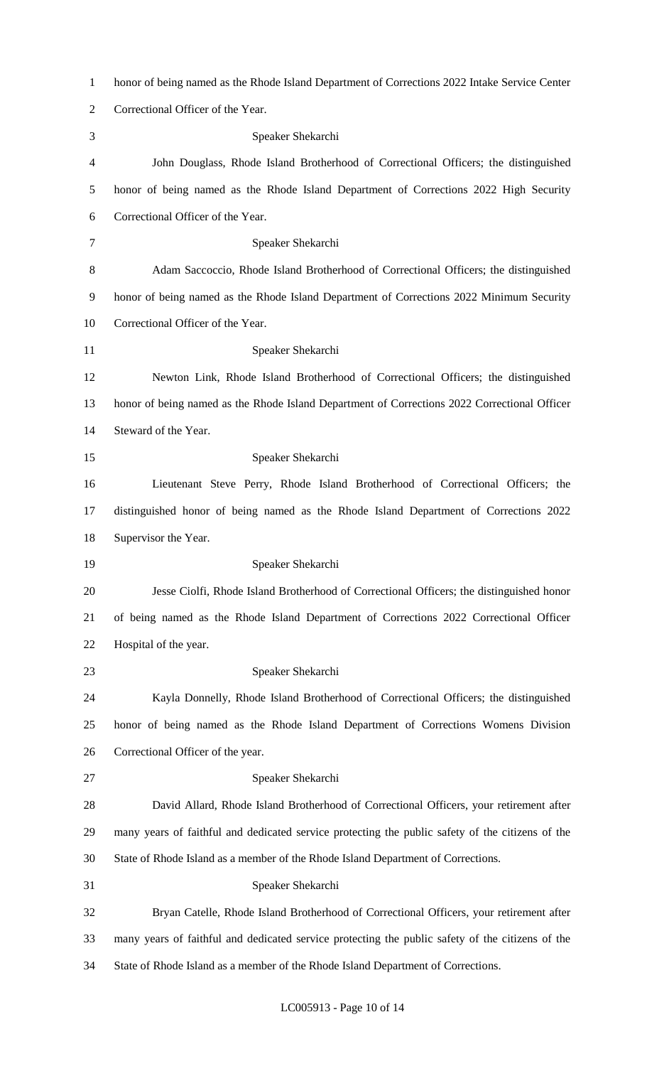honor of being named as the Rhode Island Department of Corrections 2022 Intake Service Center Correctional Officer of the Year.

Speaker Shekarchi

John Douglass, Rhode Island Brotherhood of Correctional Officers; the distinguished honor of being named as the Rhode Island Department of Corrections 2022 High Security Correctional Officer of the Year.

Speaker Shekarchi

Adam Saccoccio, Rhode Island Brotherhood of Correctional Officers; the distinguished honor of being named as the Rhode Island Department of Corrections 2022 Minimum Security Correctional Officer of the Year.

Speaker Shekarchi

Newton Link, Rhode Island Brotherhood of Correctional Officers; the distinguished honor of being named as the Rhode Island Department of Corrections 2022 Correctional Officer Steward of the Year.

Speaker Shekarchi

Lieutenant Steve Perry, Rhode Island Brotherhood of Correctional Officers; the distinguished honor of being named as the Rhode Island Department of Corrections 2022 Supervisor the Year.

Speaker Shekarchi

Jesse Ciolfi, Rhode Island Brotherhood of Correctional Officers; the distinguished honor of being named as the Rhode Island Department of Corrections 2022 Correctional Officer Hospital of the year.

Speaker Shekarchi

Kayla Donnelly, Rhode Island Brotherhood of Correctional Officers; the distinguished honor of being named as the Rhode Island Department of Corrections Womens Division Correctional Officer of the year.

Speaker Shekarchi

David Allard, Rhode Island Brotherhood of Correctional Officers, your retirement after many years of faithful and dedicated service protecting the public safety of the citizens of the State of Rhode Island as a member of the Rhode Island Department of Corrections.

Speaker Shekarchi

Bryan Catelle, Rhode Island Brotherhood of Correctional Officers, your retirement after many years of faithful and dedicated service protecting the public safety of the citizens of the State of Rhode Island as a member of the Rhode Island Department of Corrections.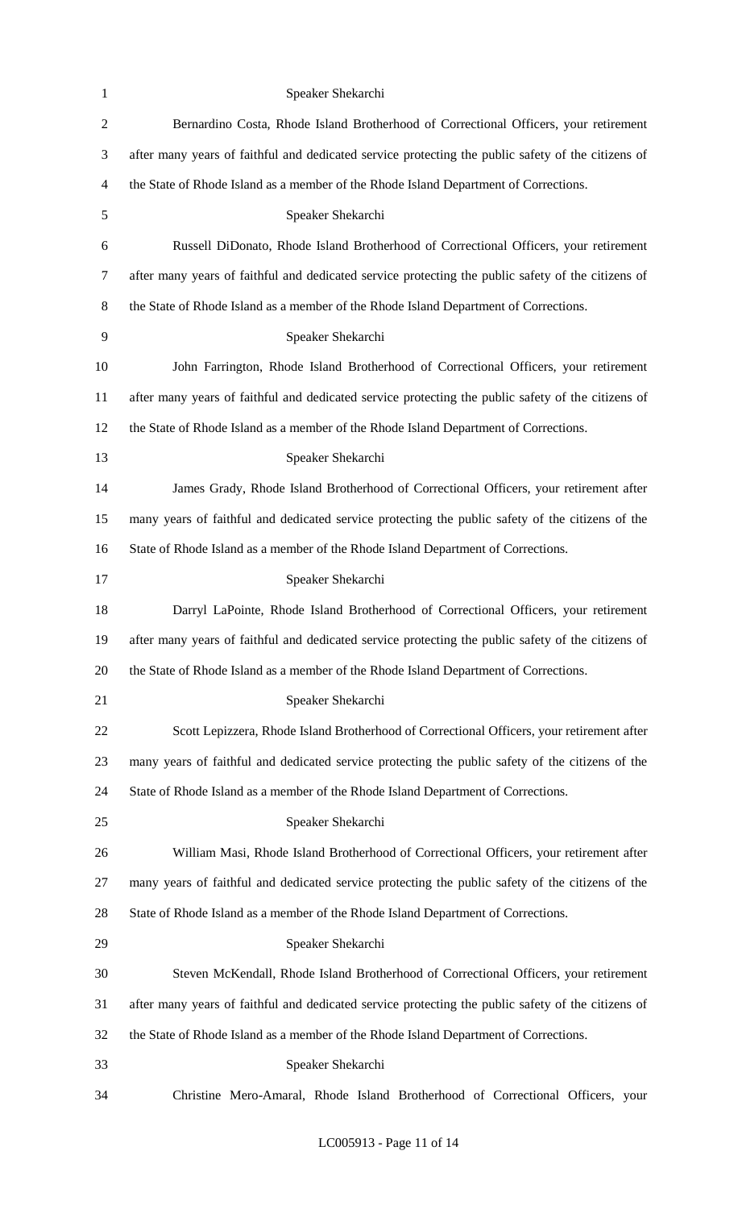Speaker Shekarchi

Bernardino Costa, Rhode Island Brotherhood of Correctional Officers, your retirement after many years of faithful and dedicated service protecting the public safety of the citizens of the State of Rhode Island as a member of the Rhode Island Department of Corrections.

Speaker Shekarchi

Russell DiDonato, Rhode Island Brotherhood of Correctional Officers, your retirement after many years of faithful and dedicated service protecting the public safety of the citizens of the State of Rhode Island as a member of the Rhode Island Department of Corrections.

Speaker Shekarchi

John Farrington, Rhode Island Brotherhood of Correctional Officers, your retirement after many years of faithful and dedicated service protecting the public safety of the citizens of the State of Rhode Island as a member of the Rhode Island Department of Corrections.

Speaker Shekarchi

James Grady, Rhode Island Brotherhood of Correctional Officers, your retirement after many years of faithful and dedicated service protecting the public safety of the citizens of the State of Rhode Island as a member of the Rhode Island Department of Corrections.

Speaker Shekarchi

Darryl LaPointe, Rhode Island Brotherhood of Correctional Officers, your retirement after many years of faithful and dedicated service protecting the public safety of the citizens of the State of Rhode Island as a member of the Rhode Island Department of Corrections.

Speaker Shekarchi

Scott Lepizzera, Rhode Island Brotherhood of Correctional Officers, your retirement after many years of faithful and dedicated service protecting the public safety of the citizens of the State of Rhode Island as a member of the Rhode Island Department of Corrections.

Speaker Shekarchi

William Masi, Rhode Island Brotherhood of Correctional Officers, your retirement after many years of faithful and dedicated service protecting the public safety of the citizens of the State of Rhode Island as a member of the Rhode Island Department of Corrections.

Speaker Shekarchi

Steven McKendall, Rhode Island Brotherhood of Correctional Officers, your retirement after many years of faithful and dedicated service protecting the public safety of the citizens of the State of Rhode Island as a member of the Rhode Island Department of Corrections.

Speaker Shekarchi

Christine Mero-Amaral, Rhode Island Brotherhood of Correctional Officers, your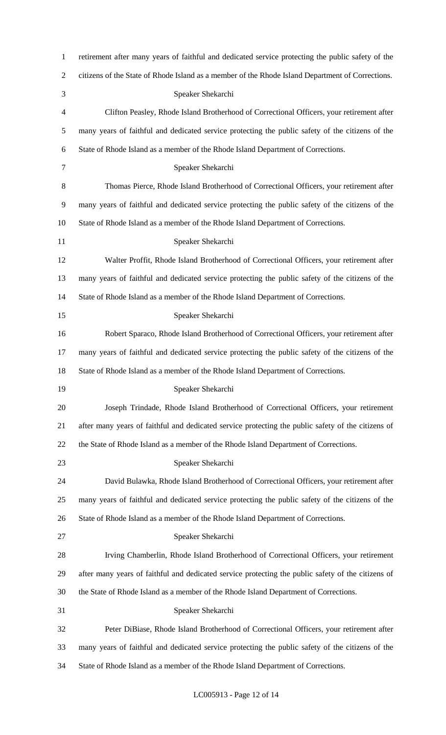retirement after many years of faithful and dedicated service protecting the public safety of the citizens of the State of Rhode Island as a member of the Rhode Island Department of Corrections.

Speaker Shekarchi

Clifton Peasley, Rhode Island Brotherhood of Correctional Officers, your retirement after many years of faithful and dedicated service protecting the public safety of the citizens of the State of Rhode Island as a member of the Rhode Island Department of Corrections.

Speaker Shekarchi

Thomas Pierce, Rhode Island Brotherhood of Correctional Officers, your retirement after many years of faithful and dedicated service protecting the public safety of the citizens of the State of Rhode Island as a member of the Rhode Island Department of Corrections.

Speaker Shekarchi

Walter Proffit, Rhode Island Brotherhood of Correctional Officers, your retirement after many years of faithful and dedicated service protecting the public safety of the citizens of the State of Rhode Island as a member of the Rhode Island Department of Corrections.

Speaker Shekarchi

Robert Sparaco, Rhode Island Brotherhood of Correctional Officers, your retirement after many years of faithful and dedicated service protecting the public safety of the citizens of the State of Rhode Island as a member of the Rhode Island Department of Corrections.

Speaker Shekarchi

Joseph Trindade, Rhode Island Brotherhood of Correctional Officers, your retirement after many years of faithful and dedicated service protecting the public safety of the citizens of the State of Rhode Island as a member of the Rhode Island Department of Corrections.

Speaker Shekarchi

David Bulawka, Rhode Island Brotherhood of Correctional Officers, your retirement after many years of faithful and dedicated service protecting the public safety of the citizens of the State of Rhode Island as a member of the Rhode Island Department of Corrections.

Speaker Shekarchi

Irving Chamberlin, Rhode Island Brotherhood of Correctional Officers, your retirement after many years of faithful and dedicated service protecting the public safety of the citizens of the State of Rhode Island as a member of the Rhode Island Department of Corrections.

Speaker Shekarchi

Peter DiBiase, Rhode Island Brotherhood of Correctional Officers, your retirement after many years of faithful and dedicated service protecting the public safety of the citizens of the State of Rhode Island as a member of the Rhode Island Department of Corrections.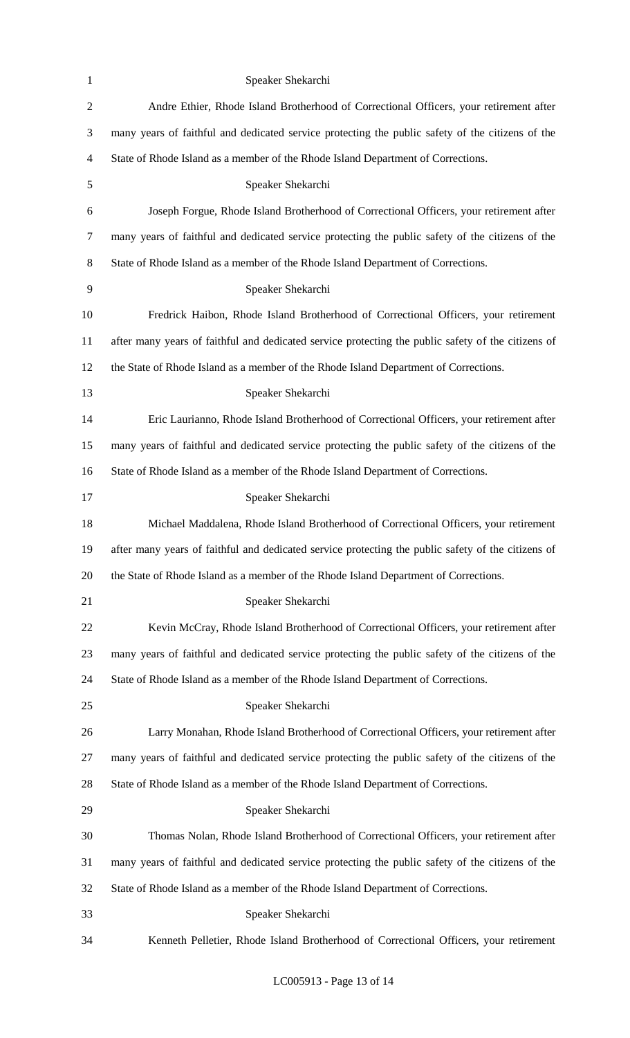Speaker Shekarchi

Andre Ethier, Rhode Island Brotherhood of Correctional Officers, your retirement after many years of faithful and dedicated service protecting the public safety of the citizens of the State of Rhode Island as a member of the Rhode Island Department of Corrections.

Speaker Shekarchi

Joseph Forgue, Rhode Island Brotherhood of Correctional Officers, your retirement after many years of faithful and dedicated service protecting the public safety of the citizens of the State of Rhode Island as a member of the Rhode Island Department of Corrections.

Speaker Shekarchi

Fredrick Haibon, Rhode Island Brotherhood of Correctional Officers, your retirement after many years of faithful and dedicated service protecting the public safety of the citizens of the State of Rhode Island as a member of the Rhode Island Department of Corrections.

Speaker Shekarchi

Eric Laurianno, Rhode Island Brotherhood of Correctional Officers, your retirement after many years of faithful and dedicated service protecting the public safety of the citizens of the State of Rhode Island as a member of the Rhode Island Department of Corrections.

Speaker Shekarchi

Michael Maddalena, Rhode Island Brotherhood of Correctional Officers, your retirement after many years of faithful and dedicated service protecting the public safety of the citizens of the State of Rhode Island as a member of the Rhode Island Department of Corrections.

Speaker Shekarchi

Kevin McCray, Rhode Island Brotherhood of Correctional Officers, your retirement after many years of faithful and dedicated service protecting the public safety of the citizens of the State of Rhode Island as a member of the Rhode Island Department of Corrections.

Speaker Shekarchi

Larry Monahan, Rhode Island Brotherhood of Correctional Officers, your retirement after many years of faithful and dedicated service protecting the public safety of the citizens of the State of Rhode Island as a member of the Rhode Island Department of Corrections.

Speaker Shekarchi

Thomas Nolan, Rhode Island Brotherhood of Correctional Officers, your retirement after many years of faithful and dedicated service protecting the public safety of the citizens of the State of Rhode Island as a member of the Rhode Island Department of Corrections.

Speaker Shekarchi

Kenneth Pelletier, Rhode Island Brotherhood of Correctional Officers, your retirement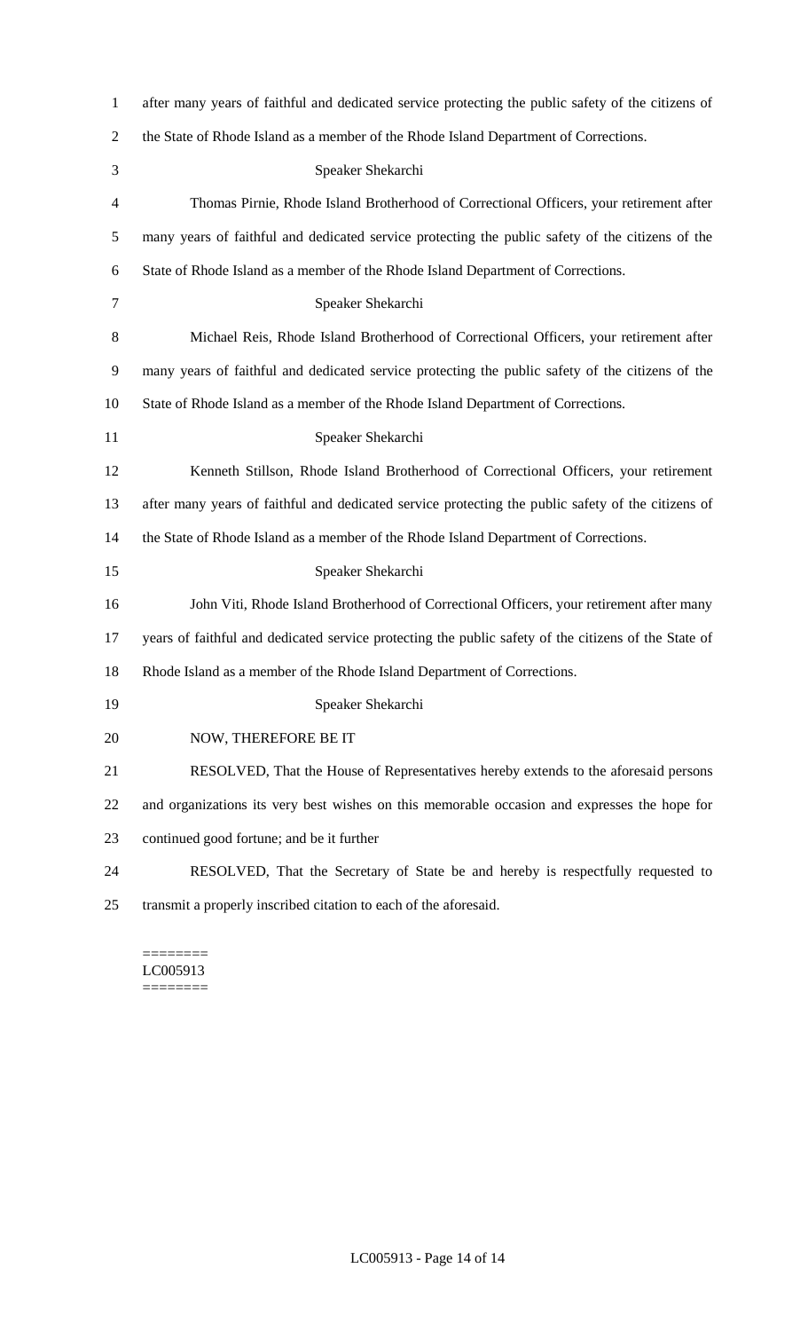after many years of faithful and dedicated service protecting the public safety of the citizens of the State of Rhode Island as a member of the Rhode Island Department of Corrections.

Speaker Shekarchi

Thomas Pirnie, Rhode Island Brotherhood of Correctional Officers, your retirement after many years of faithful and dedicated service protecting the public safety of the citizens of the State of Rhode Island as a member of the Rhode Island Department of Corrections.

Speaker Shekarchi

Michael Reis, Rhode Island Brotherhood of Correctional Officers, your retirement after many years of faithful and dedicated service protecting the public safety of the citizens of the State of Rhode Island as a member of the Rhode Island Department of Corrections.

Speaker Shekarchi

Kenneth Stillson, Rhode Island Brotherhood of Correctional Officers, your retirement after many years of faithful and dedicated service protecting the public safety of the citizens of the State of Rhode Island as a member of the Rhode Island Department of Corrections.

Speaker Shekarchi

John Viti, Rhode Island Brotherhood of Correctional Officers, your retirement after many years of faithful and dedicated service protecting the public safety of the citizens of the State of Rhode Island as a member of the Rhode Island Department of Corrections.

Speaker Shekarchi

NOW, THEREFORE BE IT

RESOLVED, That the House of Representatives hereby extends to the aforesaid persons and organizations its very best wishes on this memorable occasion and expresses the hope for continued good fortune; and be it further

RESOLVED, That the Secretary of State be and hereby is respectfully requested to transmit a properly inscribed citation to each of the aforesaid.

========
LC005913
========